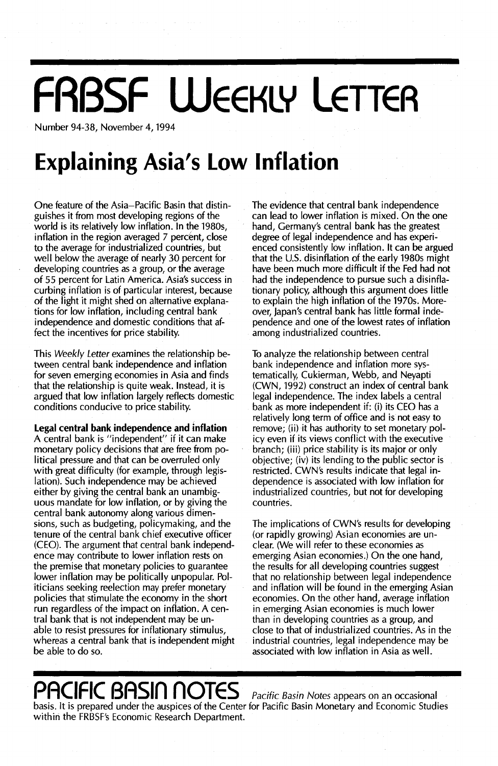# FRBSF Weekly Letter

Number 94-38, November 4, 1994

# Explaining Asia's Low Inflation

One feature of the Asia–Pacific Basin that distinguishes it from most developing regions of the world is its relatively low inflation. In the 1980s, inflation in the region averaged 7 percent, close to the average for industrialized countries, but well below the average of nearly 30 percent for developing countries as a group, or the average of 55 percent for Latin America. Asia's success in curbing inflation is of particular interest, because of the light it might shed on alternative explanations for low inflation, including central bank independence and domestic conditions that affect the incentives for price stability.

This *Weekly Letter* examines the relationship between central bank independence and inflation for seven emerging economies in Asia and finds that the relationship is quite weak. Instead, it is argued that low inflation largely reflects domestic conditions conducive to price stability.

**Legal central bank independence and inflation**

A central bank is "independent" if it can make monetary policy decisions that are free from political pressure and that can be overruled only with great difficulty (for example, through legislation). Such independence may be achieved either by giving the central bank an unambiguous mandate for low inflation, or by giving the central bank autonomy along various dimensions, such as budgeting, policymaking, and the tenure of the central bank chief executive officer (CEO). The argument that central bank independence may contribute to lower inflation rests on the premise that monetary policies to guarantee lower inflation may be politically unpopular. Politicians seeking reelection may prefer monetary policies that stimulate the economy in the short run regardless of the impact on inflation. A central bank that is not independent may be unable to resist pressures for inflationary stimulus, whereas a central bank that is independent might be able to do so.

The evidence that central bank independence can lead to lower inflation is mixed. On the one hand, Germany's central bank has the greatest degree of legal independence and has experienced consistently low inflation. It can be argued that the U.S. disinflation of the early 1980s might have been much more difficult if the Fed had not had the independence to pursue such a disinflationary policy, although this argument does little to explain the high inflation of the 1970s. Moreover, Japan's central bank has little formal independence and one of the lowest rates of inflation among industrialized countries.

To analyze the relationship between central bank independence and inflation more systematically, Cukierman, Webb, and Neyapti (CWN, 1992) construct an index of central bank legal independence. The index labels a central bank as more independent if: (i) its CEO has a relatively long term of office and is not easy to remove; (ii) it has authority to set monetary policy even if its views conflict with the executive branch; (iii) price stability is its major or only objective; (iv) its lending to the public sector is restricted. CWN's results indicate that legal independence is associated with low inflation for industrialized countries, but not for developing countries.

The implications of CWN's results for developing (or rapidly growing) Asian economies are unclear. (We will refer to these economies as emerging Asian economies.) On the one hand, the results for all developing countries suggest that no relationship between legal independence and inflation will be found in the emerging Asian economies. On the other hand, average inflation in emerging Asian economies is much lower than in developing countries as a group, and close to that of industrialized countries. As in the industrial countries, legal independence may be associated with low inflation in Asia as well.

## Pacific Basin Notes

*Pacific Basin Notes* appears on an occasional basis. It is prepared under the auspices of the Center for Pacific Basin Monetary and Economic Studies within the FRBSF's Economic Research Department.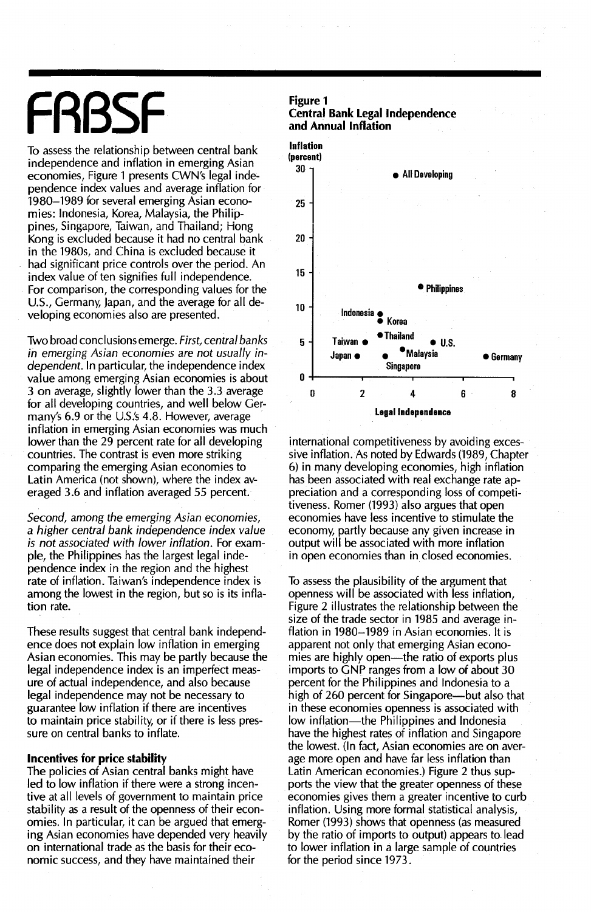To assess the relationship between central bank independence and inflation in emerging Asian economies, Figure 1 presents CWN's legal independence index values and average inflation for 1980–1989 for several emerging Asian economies: Indonesia, Korea, Malaysia, the Philippines, Singapore, Taiwan, and Thailand; Hong Kong is excluded because it had no central bank in the 1980s, and China is excluded because it had significant price controls over the period. An index value of ten signifies full independence. For comparison, the corresponding values for the U.S., Germany, Japan, and the average for all developing economies also are presented.

Two broad conclusions emerge. *First, central banks in emerging Asian economies are not usually independent.* In particular, the independence index value among emerging Asian economies is about 3 on average, slightly lower than the 3.3 average for all developing countries, and well below Germany's 6.9 or the U.S.'s 4.8. However, average inflation in emerging Asian economies was much lower than the 29 percent rate for all developing countries. The contrast is even more striking comparing the emerging Asian economies to Latin America (not shown), where the index averaged 3.6 and inflation averaged 55 percent.

*Second, among the emerging Asian economies, a higher central bank independence index value is not associated with lower inflation.* For example, the Philippines has the largest legal independence index in the region and the highest rate of inflation. Taiwan's independence index is among the lowest in the region, but so is its inflation rate.

These results suggest that central bank independence does not explain low inflation in emerging Asian economies. This may be partly because the legal independence index is an imperfect measure of actual independence, and also because legal independence may not be necessary to guarantee low inflation if there are incentives to maintain price stability, or if there is less pressure on central banks to inflate.

**Figure 1**
**Central Bank Legal Independence and Annual Inflation**

### Incentives for price stability

The policies of Asian central banks might have led to low inflation if there were a strong incentive at all levels of government to maintain price stability as a result of the openness of their economies. In particular, it can be argued that emerging Asian economies have depended very heavily on international trade as the basis for their economic success, and they have maintained their international competitiveness by avoiding excessive inflation. As noted by Edwards (1989, Chapter 6) in many developing economies, high inflation has been associated with real exchange rate appreciation and a corresponding loss of competitiveness. Romer (1993) also argues that open economies have less incentive to stimulate the economy, partly because any given increase in output will be associated with more inflation in open economies than in closed economies.

To assess the plausibility of the argument that openness will be associated with less inflation, Figure 2 illustrates the relationship between the size of the trade sector in 1985 and average inflation in 1980–1989 in Asian economies. It is apparent not only that emerging Asian economies are highly open—the ratio of exports plus imports to GNP ranges from a low of about 30 percent for the Philippines and Indonesia to a high of 260 percent for Singapore—but also that in these economies openness is associated with low inflation—the Philippines and Indonesia have the highest rates of inflation and Singapore the lowest. (In fact, Asian economies are on average more open and have far less inflation than Latin American economies.) Figure 2 thus supports the view that the greater openness of these economies gives them a greater incentive to curb inflation. Using more formal statistical analysis, Romer (1993) shows that openness (as measured by the ratio of imports to output) appears to lead to lower inflation in a large sample of countries for the period since 1973.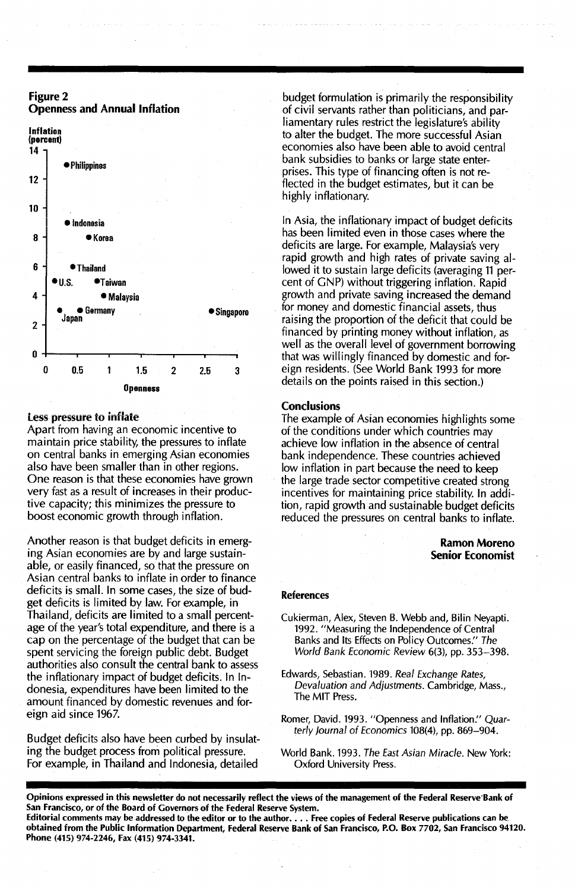**Figure 2**
**Openness and Annual Inflation**

**Less pressure to inflate**

Apart from having an economic incentive to maintain price stability, the pressures to inflate on central banks in emerging Asian economies also have been smaller than in other regions. One reason is that these economies have grown very fast as a result of increases in their productive capacity; this minimizes the pressure to boost economic growth through inflation.

Another reason is that budget deficits in emerging Asian economies are by and large sustainable, or easily financed, so that the pressure on Asian central banks to inflate in order to finance deficits is small. In some cases, the size of budget deficits is limited by law. For example, in Thailand, deficits are limited to a small percentage of the year's total expenditure, and there is a cap on the percentage of the budget that can be spent servicing the foreign public debt. Budget authorities also consult the central bank to assess the inflationary impact of budget deficits. In Indonesia, expenditures have been limited to the amount financed by domestic revenues and foreign aid since 1967.

Budget deficits also have been curbed by insulating the budget process from political pressure. For example, in Thailand and Indonesia, detailed budget formulation is primarily the responsibility of civil servants rather than politicians, and parliamentary rules restrict the legislature's ability to alter the budget. The more successful Asian economies also have been able to avoid central bank subsidies to banks or large state enterprises. This type of financing often is not reflected in the budget estimates, but it can be highly inflationary.

In Asia, the inflationary impact of budget deficits has been limited even in those cases where the deficits are large. For example, Malaysia's very rapid growth and high rates of private saving allowed it to sustain large deficits (averaging 11 percent of GNP) without triggering inflation. Rapid growth and private saving increased the demand for money and domestic financial assets, thus raising the proportion of the deficit that could be financed by printing money without inflation, as well as the overall level of government borrowing that was willingly financed by domestic and foreign residents. (See World Bank 1993 for more details on the points raised in this section.)

**Conclusions**

The example of Asian economies highlights some of the conditions under which countries may achieve low inflation in the absence of central bank independence. These countries achieved low inflation in part because the need to keep the large trade sector competitive created strong incentives for maintaining price stability. In addition, rapid growth and sustainable budget deficits reduced the pressures on central banks to inflate.

**Ramon Moreno**
**Senior Economist**

**References**

Cukierman, Alex, Steven B. Webb and, Bilin Neyapti. 1992. "Measuring the Independence of Central Banks and Its Effects on Policy Outcomes." *The World Bank Economic Review* 6(3), pp. 353–398.

Edwards, Sebastian. 1989. *Real Exchange Rates, Devaluation and Adjustments*. Cambridge, Mass., The MIT Press.

Romer, David. 1993. "Openness and Inflation." *Quarterly Journal of Economics* 108(4), pp. 869–904.

World Bank. 1993. *The East Asian Miracle*. New York: Oxford University Press.

**Opinions expressed in this newsletter do not necessarily reflect the views of the management of the Federal Reserve Bank of San Francisco, or of the Board of Governors of the Federal Reserve System.**
**Editorial comments may be addressed to the editor or to the author. . . . Free copies of Federal Reserve publications can be obtained from the Public Information Department, Federal Reserve Bank of San Francisco, P.O. Box 7702, San Francisco 94120. Phone (415) 974-2246, Fax (415) 974-3341.**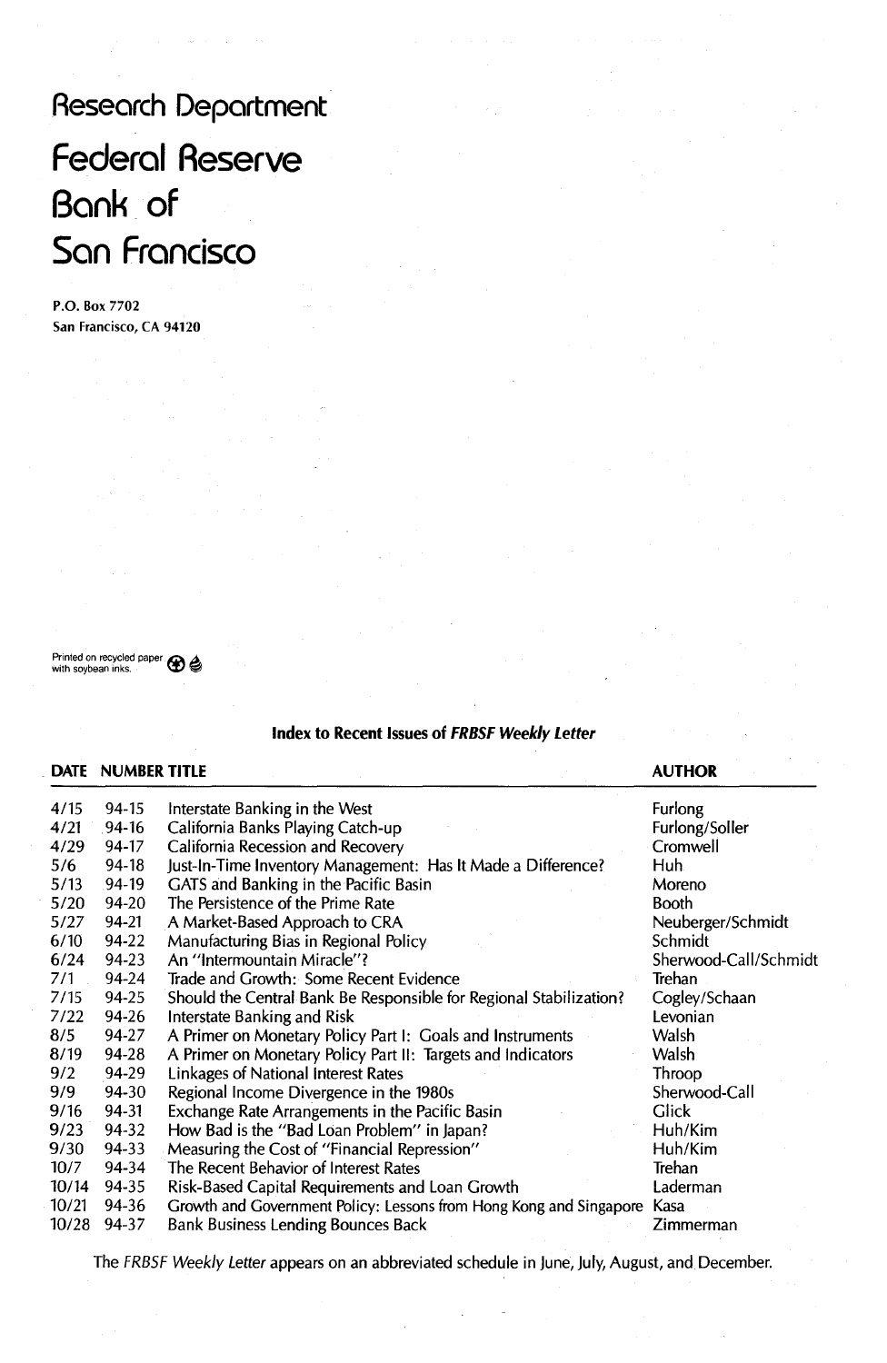# Research Department

# Federal Reserve Bank of San Francisco

**P.O. Box 7702**
**San Francisco, CA 94120**

Printed on recycled paper with soybean inks.

**Index to Recent Issues of *FRBSF Weekly Letter***

| DATE | NUMBER | TITLE | AUTHOR |
|---|---|---|---|
| 4/15 | 94-15 | Interstate Banking in the West | Furlong |
| 4/21 | 94-16 | California Banks Playing Catch-up | Furlong/Soller |
| 4/29 | 94-17 | California Recession and Recovery | Cromwell |
| 5/6 | 94-18 | Just-In-Time Inventory Management: Has It Made a Difference? | Huh |
| 5/13 | 94-19 | GATS and Banking in the Pacific Basin | Moreno |
| 5/20 | 94-20 | The Persistence of the Prime Rate | Booth |
| 5/27 | 94-21 | A Market-Based Approach to CRA | Neuberger/Schmidt |
| 6/10 | 94-22 | Manufacturing Bias in Regional Policy | Schmidt |
| 6/24 | 94-23 | An "Intermountain Miracle"? | Sherwood-Call/Schmidt |
| 7/1 | 94-24 | Trade and Growth: Some Recent Evidence | Trehan |
| 7/15 | 94-25 | Should the Central Bank Be Responsible for Regional Stabilization? | Cogley/Schaan |
| 7/22 | 94-26 | Interstate Banking and Risk | Levonian |
| 8/5 | 94-27 | A Primer on Monetary Policy Part I: Goals and Instruments | Walsh |
| 8/19 | 94-28 | A Primer on Monetary Policy Part II: Targets and Indicators | Walsh |
| 9/2 | 94-29 | Linkages of National Interest Rates | Throop |
| 9/9 | 94-30 | Regional Income Divergence in the 1980s | Sherwood-Call |
| 9/16 | 94-31 | Exchange Rate Arrangements in the Pacific Basin | Glick |
| 9/23 | 94-32 | How Bad is the "Bad Loan Problem" in Japan? | Huh/Kim |
| 9/30 | 94-33 | Measuring the Cost of "Financial Repression" | Huh/Kim |
| 10/7 | 94-34 | The Recent Behavior of Interest Rates | Trehan |
| 10/14 | 94-35 | Risk-Based Capital Requirements and Loan Growth | Laderman |
| 10/21 | 94-36 | Growth and Government Policy: Lessons from Hong Kong and Singapore | Kasa |
| 10/28 | 94-37 | Bank Business Lending Bounces Back | Zimmerman |

The *FRBSF Weekly Letter* appears on an abbreviated schedule in June, July, August, and December.